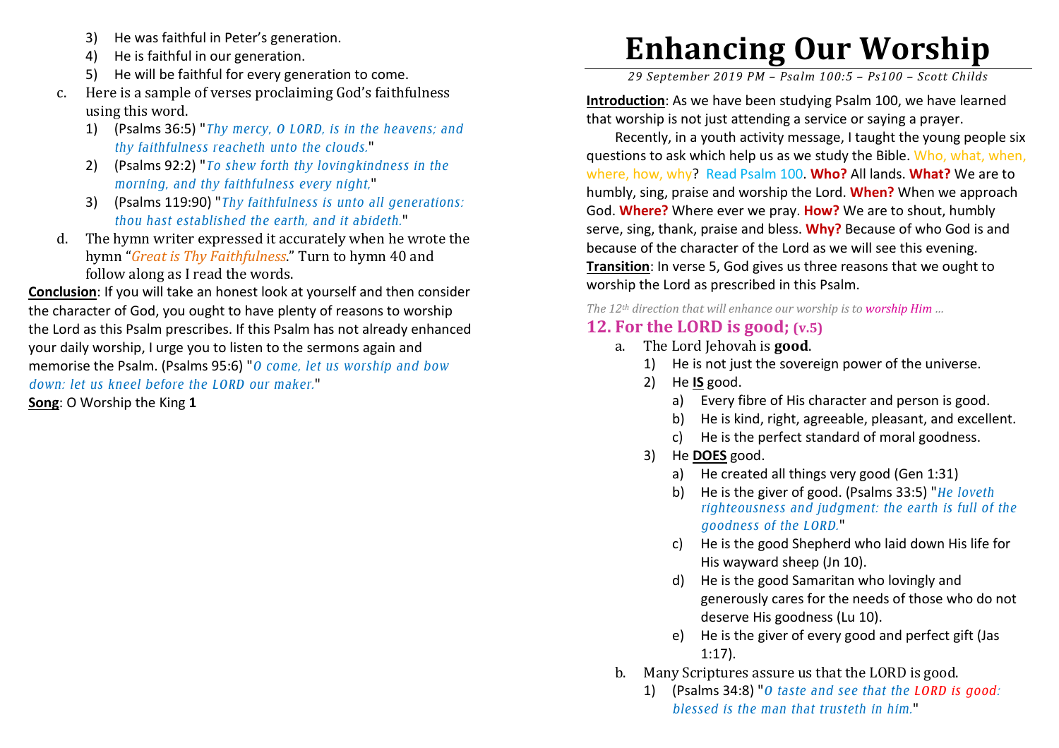3) He was faithful in Peter's generation.
4) He is faithful in our generation.
5) He will be faithful for every generation to come.

c. Here is a sample of verses proclaiming God's faithfulness using this word.
   1) (Psalms 36:5) "*Thy mercy, O LORD, is in the heavens; and thy faithfulness reacheth unto the clouds.*"
   2) (Psalms 92:2) "*To shew forth thy lovingkindness in the morning, and thy faithfulness every night,*"
   3) (Psalms 119:90) "*Thy faithfulness is unto all generations: thou hast established the earth, and it abideth.*"

d. The hymn writer expressed it accurately when he wrote the hymn "*Great is Thy Faithfulness*." Turn to hymn 40 and follow along as I read the words.

**Conclusion**: If you will take an honest look at yourself and then consider the character of God, you ought to have plenty of reasons to worship the Lord as this Psalm prescribes. If this Psalm has not already enhanced your daily worship, I urge you to listen to the sermons again and memorise the Psalm. (Psalms 95:6) "*O come, let us worship and bow down: let us kneel before the LORD our maker.*"

**Song**: O Worship the King **1**

# Enhancing Our Worship

*29 September 2019 PM – Psalm 100:5 – Ps100 – Scott Childs*

**Introduction**: As we have been studying Psalm 100, we have learned that worship is not just attending a service or saying a prayer.

Recently, in a youth activity message, I taught the young people six questions to ask which help us as we study the Bible. Who, what, when, where, how, why? Read Psalm 100. **Who?** All lands. **What?** We are to humbly, sing, praise and worship the Lord. **When?** When we approach God. **Where?** Where ever we pray. **How?** We are to shout, humbly serve, sing, thank, praise and bless. **Why?** Because of who God is and because of the character of the Lord as we will see this evening.

**Transition**: In verse 5, God gives us three reasons that we ought to worship the Lord as prescribed in this Psalm.

*The 12th direction that will enhance our worship is to worship Him …*

## 12. For the LORD is good; (v.5)

a. The Lord Jehovah is **good**.
   1) He is not just the sovereign power of the universe.
   2) He **IS** good.
      a) Every fibre of His character and person is good.
      b) He is kind, right, agreeable, pleasant, and excellent.
      c) He is the perfect standard of moral goodness.
   3) He **DOES** good.
      a) He created all things very good (Gen 1:31)
      b) He is the giver of good. (Psalms 33:5) "*He loveth righteousness and judgment: the earth is full of the goodness of the LORD.*"
      c) He is the good Shepherd who laid down His life for His wayward sheep (Jn 10).
      d) He is the good Samaritan who lovingly and generously cares for the needs of those who do not deserve His goodness (Lu 10).
      e) He is the giver of every good and perfect gift (Jas 1:17).

b. Many Scriptures assure us that the LORD is good.
   1) (Psalms 34:8) "*O taste and see that the LORD is good: blessed is the man that trusteth in him.*"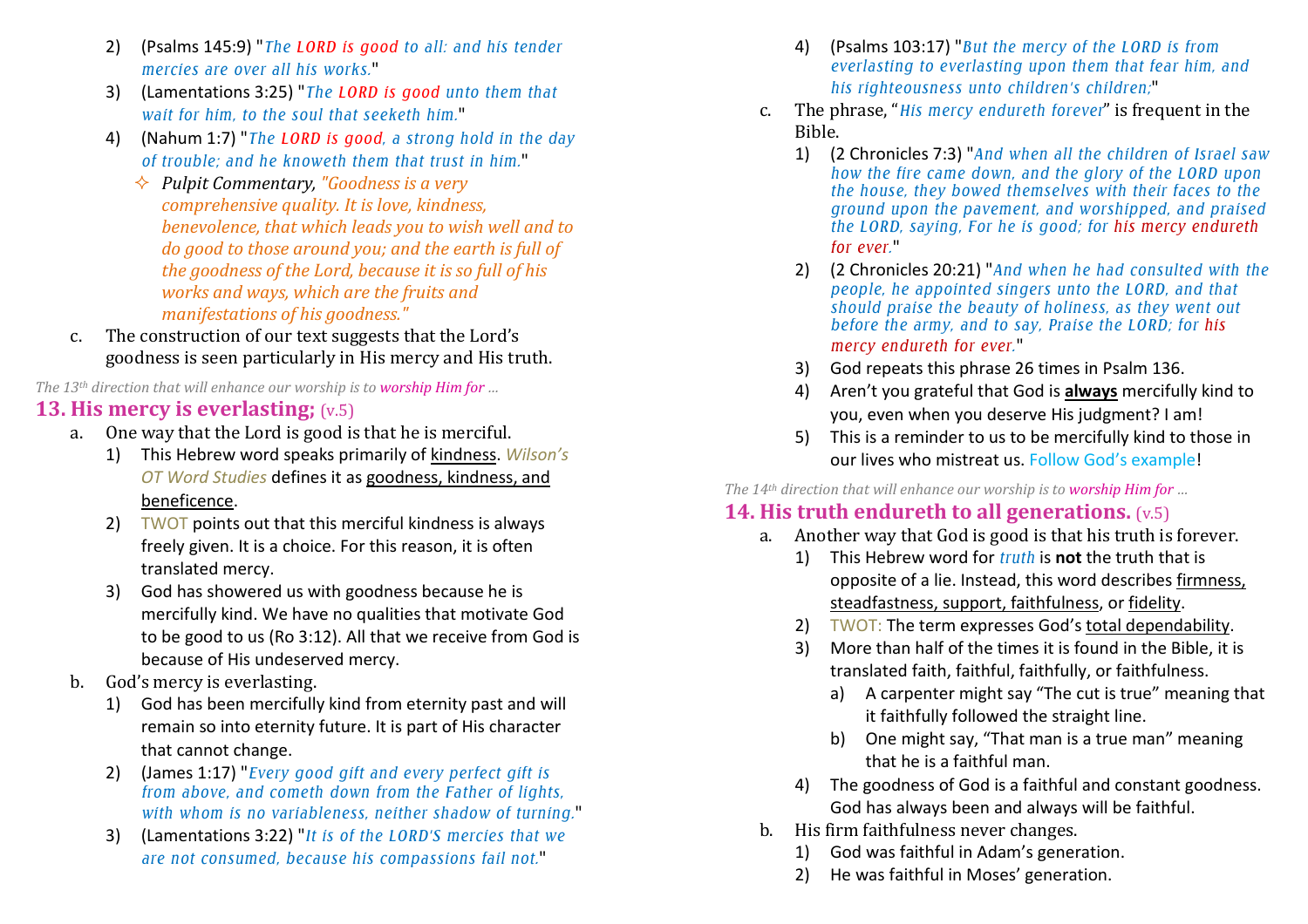2) (Psalms 145:9) "*The **LORD** is good to all: and his tender mercies are over all his works.*"

3) (Lamentations 3:25) "*The **LORD** is good unto them that wait for him, to the soul that seeketh him.*"

4) (Nahum 1:7) "*The **LORD** is good, a strong hold in the day of trouble; and he knoweth them that trust in him.*"

   - *Pulpit Commentary, "Goodness is a very comprehensive quality. It is love, kindness, benevolence, that which leads you to wish well and to do good to those around you; and the earth is full of the goodness of the Lord, because it is so full of his works and ways, which are the fruits and manifestations of his goodness."*

c. The construction of our text suggests that the Lord's goodness is seen particularly in His mercy and His truth.

*The 13th direction that will enhance our worship is to worship Him for …*

## 13. His mercy is everlasting; (v.5)

a. One way that the Lord is good is that he is merciful.

1) This Hebrew word speaks primarily of kindness. *Wilson's OT Word Studies* defines it as goodness, kindness, and beneficence.

2) TWOT points out that this merciful kindness is always freely given. It is a choice. For this reason, it is often translated mercy.

3) God has showered us with goodness because he is mercifully kind. We have no qualities that motivate God to be good to us (Ro 3:12). All that we receive from God is because of His undeserved mercy.

b. God's mercy is everlasting.

1) God has been mercifully kind from eternity past and will remain so into eternity future. It is part of His character that cannot change.

2) (James 1:17) "*Every good gift and every perfect gift is from above, and cometh down from the Father of lights, with whom is no variableness, neither shadow of turning.*"

3) (Lamentations 3:22) "*It is of the **LORD'S** mercies that we are not consumed, because his compassions fail not.*"

4) (Psalms 103:17) "*But the mercy of the **LORD** is from everlasting to everlasting upon them that fear him, and his righteousness unto children's children;*"

c. The phrase, "*His mercy endureth forever*" is frequent in the Bible.

1) (2 Chronicles 7:3) "*And when all the children of Israel saw how the fire came down, and the glory of the **LORD** upon the house, they bowed themselves with their faces to the ground upon the pavement, and worshipped, and praised the **LORD**, saying, For he is good; for his mercy endureth for ever.*"

2) (2 Chronicles 20:21) "*And when he had consulted with the people, he appointed singers unto the **LORD**, and that should praise the beauty of holiness, as they went out before the army, and to say, Praise the **LORD**; for his mercy endureth for ever.*"

3) God repeats this phrase 26 times in Psalm 136.

4) Aren't you grateful that God is **always** mercifully kind to you, even when you deserve His judgment? I am!

5) This is a reminder to us to be mercifully kind to those in our lives who mistreat us. Follow God's example!

*The 14th direction that will enhance our worship is to worship Him for …*

## 14. His truth endureth to all generations. (v.5)

a. Another way that God is good is that his truth is forever.

1) This Hebrew word for *truth* is **not** the truth that is opposite of a lie. Instead, this word describes firmness, steadfastness, support, faithfulness, or fidelity.

2) TWOT: The term expresses God's total dependability.

3) More than half of the times it is found in the Bible, it is translated faith, faithful, faithfully, or faithfulness.

   a) A carpenter might say "The cut is true" meaning that it faithfully followed the straight line.

   b) One might say, "That man is a true man" meaning that he is a faithful man.

4) The goodness of God is a faithful and constant goodness. God has always been and always will be faithful.

b. His firm faithfulness never changes.

1) God was faithful in Adam's generation.

2) He was faithful in Moses' generation.